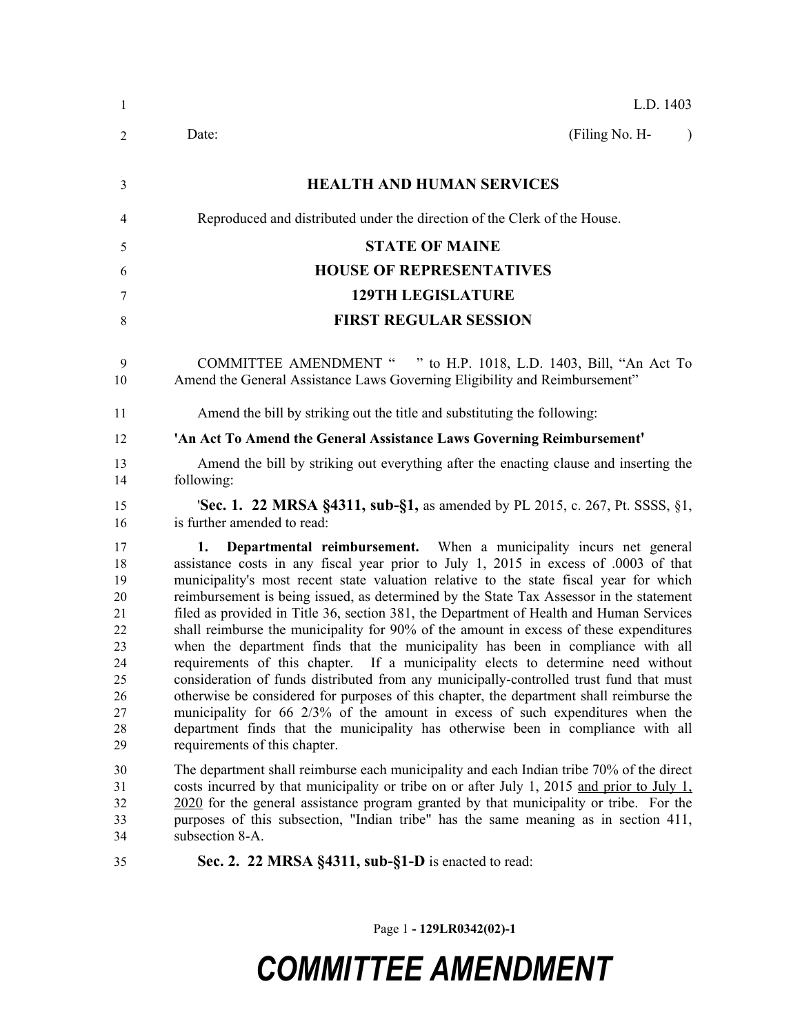L.D. 1403

Date: (Filing No. H- )

## HEALTH AND HUMAN SERVICES

Reproduced and distributed under the direction of the Clerk of the House.

## STATE OF MAINE
## HOUSE OF REPRESENTATIVES
## 129TH LEGISLATURE
## FIRST REGULAR SESSION

COMMITTEE AMENDMENT " " to H.P. 1018, L.D. 1403, Bill, "An Act To Amend the General Assistance Laws Governing Eligibility and Reimbursement"

Amend the bill by striking out the title and substituting the following:

**'An Act To Amend the General Assistance Laws Governing Reimbursement'**

Amend the bill by striking out everything after the enacting clause and inserting the following:

'**Sec. 1. 22 MRSA §4311, sub-§1,** as amended by PL 2015, c. 267, Pt. SSSS, §1, is further amended to read:

**1. Departmental reimbursement.** When a municipality incurs net general assistance costs in any fiscal year prior to July 1, 2015 in excess of .0003 of that municipality's most recent state valuation relative to the state fiscal year for which reimbursement is being issued, as determined by the State Tax Assessor in the statement filed as provided in Title 36, section 381, the Department of Health and Human Services shall reimburse the municipality for 90% of the amount in excess of these expenditures when the department finds that the municipality has been in compliance with all requirements of this chapter. If a municipality elects to determine need without consideration of funds distributed from any municipally-controlled trust fund that must otherwise be considered for purposes of this chapter, the department shall reimburse the municipality for 66 2/3% of the amount in excess of such expenditures when the department finds that the municipality has otherwise been in compliance with all requirements of this chapter.

The department shall reimburse each municipality and each Indian tribe 70% of the direct costs incurred by that municipality or tribe on or after July 1, 2015 and prior to July 1, 2020 for the general assistance program granted by that municipality or tribe. For the purposes of this subsection, "Indian tribe" has the same meaning as in section 411, subsection 8-A.

**Sec. 2. 22 MRSA §4311, sub-§1-D** is enacted to read: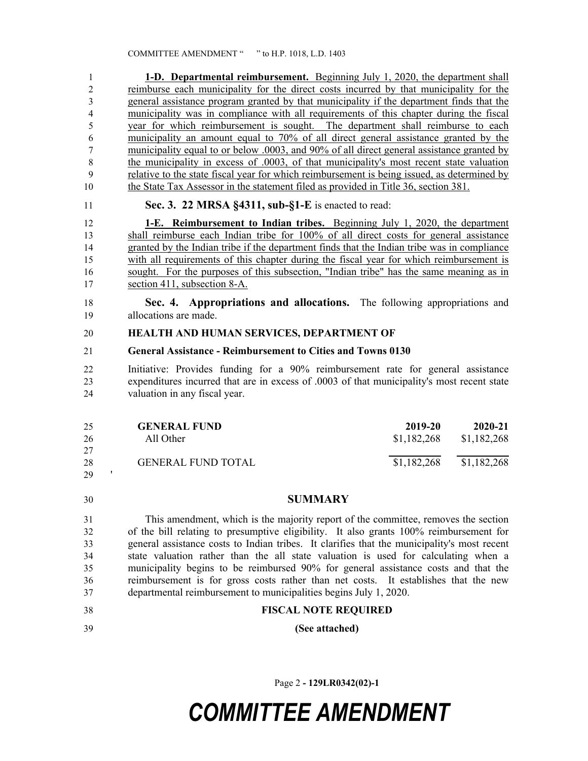**1-D. Departmental reimbursement.** Beginning July 1, 2020, the department shall reimburse each municipality for the direct costs incurred by that municipality for the general assistance program granted by that municipality if the department finds that the municipality was in compliance with all requirements of this chapter during the fiscal year for which reimbursement is sought. The department shall reimburse to each municipality an amount equal to 70% of all direct general assistance granted by the municipality equal to or below .0003, and 90% of all direct general assistance granted by the municipality in excess of .0003, of that municipality's most recent state valuation relative to the state fiscal year for which reimbursement is being issued, as determined by the State Tax Assessor in the statement filed as provided in Title 36, section 381.

**Sec. 3. 22 MRSA §4311, sub-§1-E** is enacted to read:

**1-E. Reimbursement to Indian tribes.** Beginning July 1, 2020, the department shall reimburse each Indian tribe for 100% of all direct costs for general assistance granted by the Indian tribe if the department finds that the Indian tribe was in compliance with all requirements of this chapter during the fiscal year for which reimbursement is sought. For the purposes of this subsection, "Indian tribe" has the same meaning as in section 411, subsection 8-A.

**Sec. 4. Appropriations and allocations.** The following appropriations and allocations are made.

**HEALTH AND HUMAN SERVICES, DEPARTMENT OF**

**General Assistance - Reimbursement to Cities and Towns 0130**

Initiative: Provides funding for a 90% reimbursement rate for general assistance expenditures incurred that are in excess of .0003 of that municipality's most recent state valuation in any fiscal year.

| GENERAL FUND | 2019-20 | 2020-21 |
|---|---|---|
| All Other | $1,182,268 | $1,182,268 |
| GENERAL FUND TOTAL | $1,182,268 | $1,182,268 |

'

## SUMMARY

This amendment, which is the majority report of the committee, removes the section of the bill relating to presumptive eligibility. It also grants 100% reimbursement for general assistance costs to Indian tribes. It clarifies that the municipality's most recent state valuation rather than the all state valuation is used for calculating when a municipality begins to be reimbursed 90% for general assistance costs and that the reimbursement is for gross costs rather than net costs. It establishes that the new departmental reimbursement to municipalities begins July 1, 2020.

**FISCAL NOTE REQUIRED**

**(See attached)**